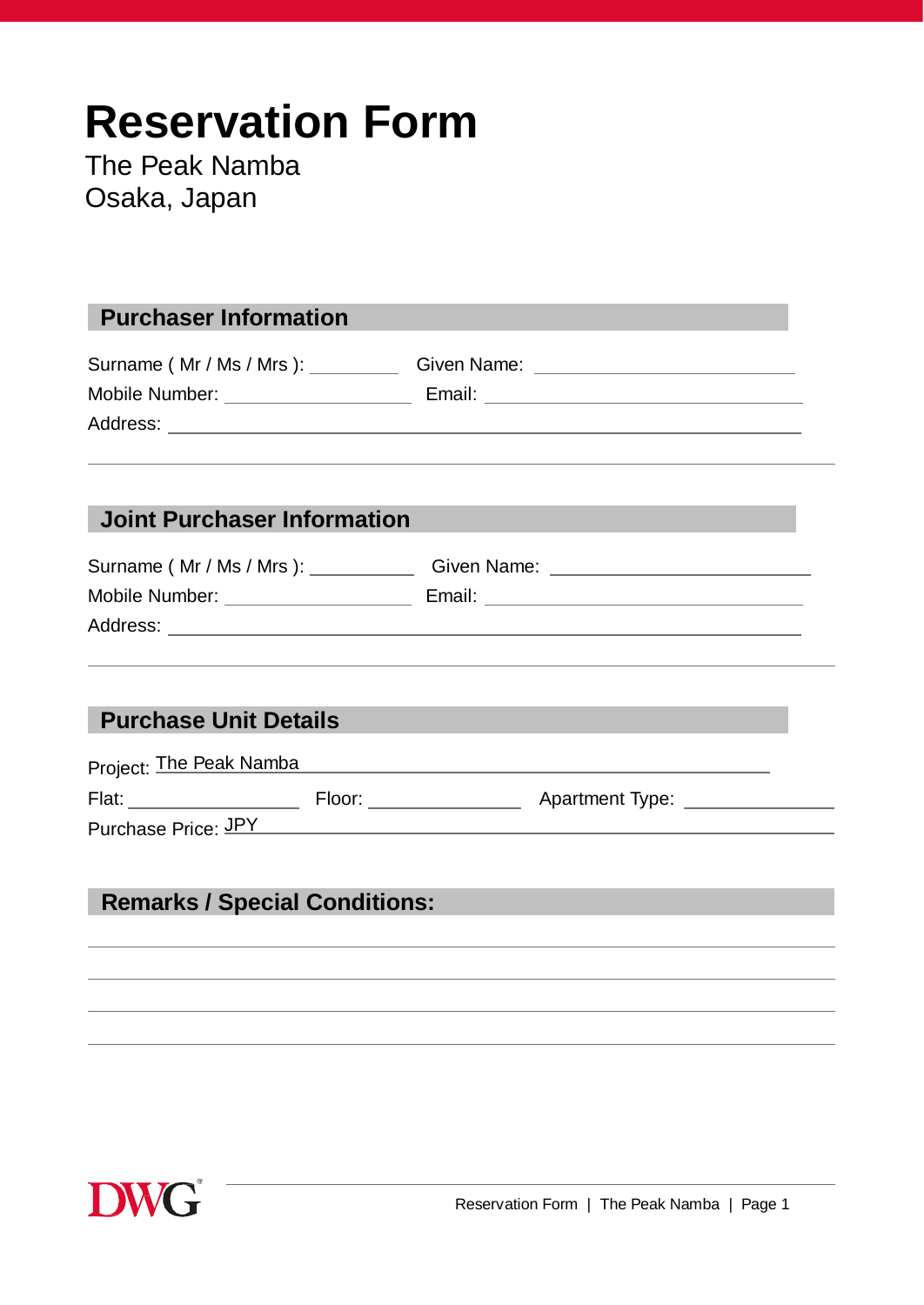# Reservation Form

The Peak Namba
Osaka, Japan

## Purchaser Information

Surname ( Mr / Ms / Mrs ): ________ Given Name: ____________________

Mobile Number: ______________ Email: ________________________

Address: ________________________________________________

---

## Joint Purchaser Information

Surname ( Mr / Ms / Mrs ): ________ Given Name: ____________________

Mobile Number: ______________ Email: ________________________

Address: ________________________________________________

---

## Purchase Unit Details

Project: The Peak Namba

Flat: ____________ Floor: ____________ Apartment Type: ____________

Purchase Price: JPY

## Remarks / Special Conditions:

---

---

---

---

DWG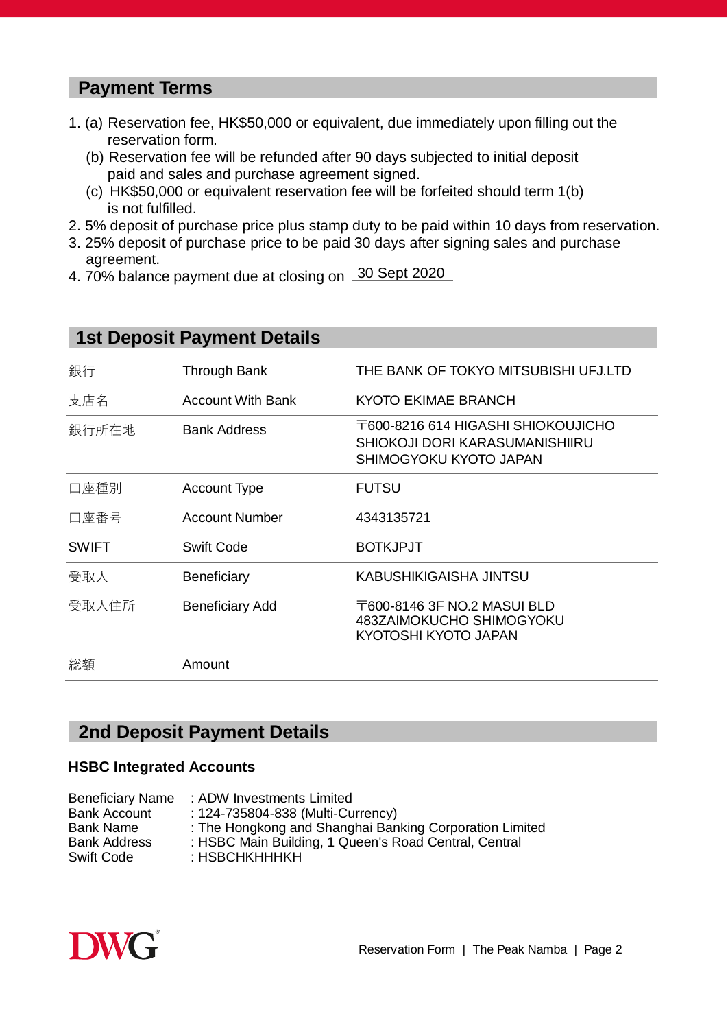## Payment Terms

1. (a) Reservation fee, HK$50,000 or equivalent, due immediately upon filling out the reservation form.
   (b) Reservation fee will be refunded after 90 days subjected to initial deposit paid and sales and purchase agreement signed.
   (c) HK$50,000 or equivalent reservation fee will be forfeited should term 1(b) is not fulfilled.
2. 5% deposit of purchase price plus stamp duty to be paid within 10 days from reservation.
3. 25% deposit of purchase price to be paid 30 days after signing sales and purchase agreement.
4. 70% balance payment due at closing on 30 Sept 2020

## 1st Deposit Payment Details

| | | |
|---|---|---|
| 銀行 | Through Bank | THE BANK OF TOKYO MITSUBISHI UFJ.LTD |
| 支店名 | Account With Bank | KYOTO EKIMAE BRANCH |
| 銀行所在地 | Bank Address | 〒600-8216 614 HIGASHI SHIOKOUJICHO SHIOKOJI DORI KARASUMANISHIIRU SHIMOGYOKU KYOTO JAPAN |
| 口座種別 | Account Type | FUTSU |
| 口座番号 | Account Number | 4343135721 |
| SWIFT | Swift Code | BOTKJPJT |
| 受取人 | Beneficiary | KABUSHIKIGAISHA JINTSU |
| 受取人住所 | Beneficiary Add | 〒600-8146 3F NO.2 MASUI BLD 483ZAIMOKUCHO SHIMOGYOKU KYOTOSHI KYOTO JAPAN |
| 総額 | Amount | |

## 2nd Deposit Payment Details

**HSBC Integrated Accounts**

Beneficiary Name : ADW Investments Limited
Bank Account : 124-735804-838 (Multi-Currency)
Bank Name : The Hongkong and Shanghai Banking Corporation Limited
Bank Address : HSBC Main Building, 1 Queen's Road Central, Central
Swift Code : HSBCHKHHHKH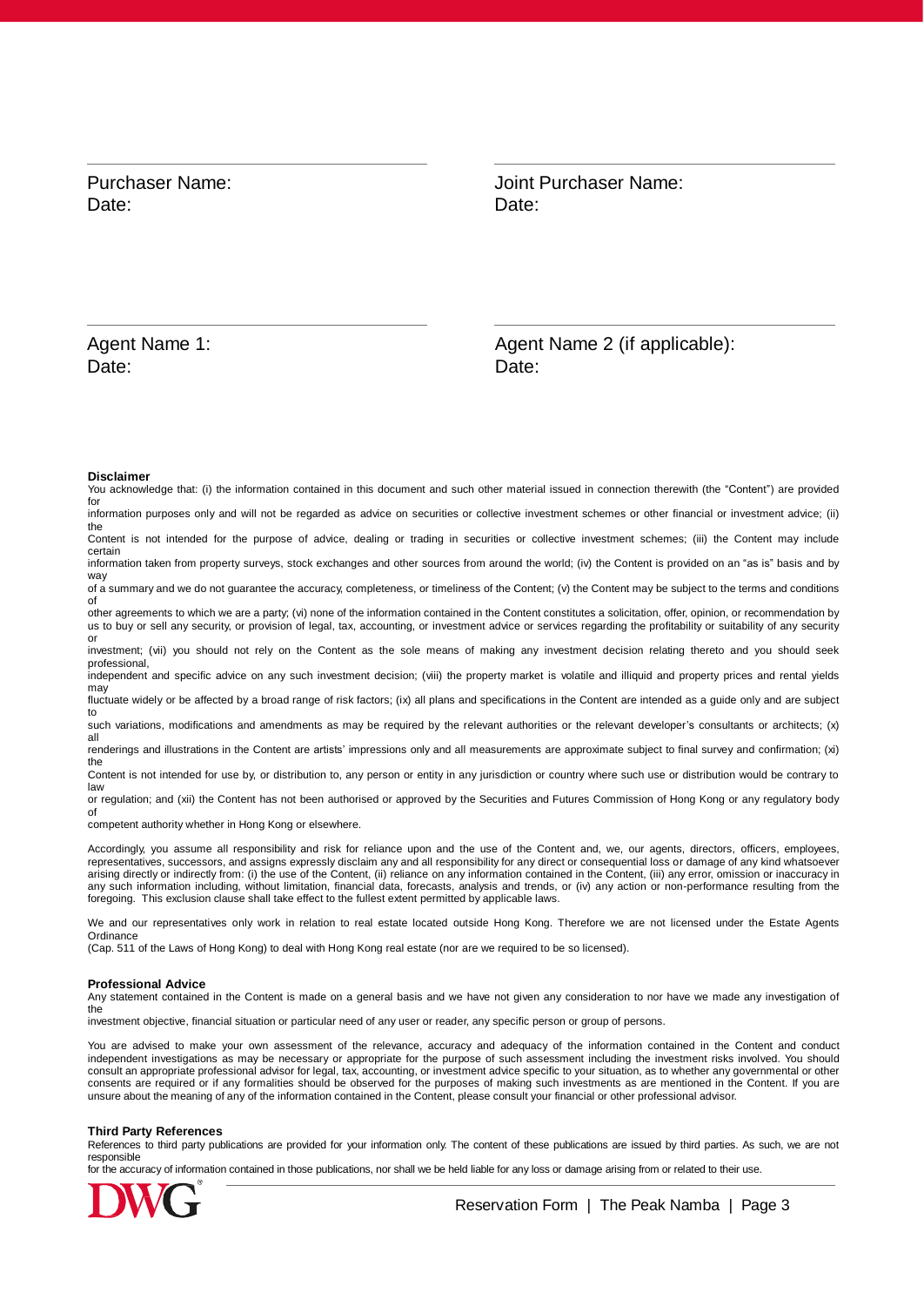Purchaser Name:
Date:

Joint Purchaser Name:
Date:

Agent Name 1:
Date:

Agent Name 2 (if applicable):
Date:

**Disclaimer**

You acknowledge that: (i) the information contained in this document and such other material issued in connection therewith (the "Content") are provided for information purposes only and will not be regarded as advice on securities or collective investment schemes or other financial or investment advice; (ii) the Content is not intended for the purpose of advice, dealing or trading in securities or collective investment schemes; (iii) the Content may include certain information taken from property surveys, stock exchanges and other sources from around the world; (iv) the Content is provided on an "as is" basis and by way of a summary and we do not guarantee the accuracy, completeness, or timeliness of the Content; (v) the Content may be subject to the terms and conditions of other agreements to which we are a party; (vi) none of the information contained in the Content constitutes a solicitation, offer, opinion, or recommendation by us to buy or sell any security, or provision of legal, tax, accounting, or investment advice or services regarding the profitability or suitability of any security or investment; (vii) you should not rely on the Content as the sole means of making any investment decision relating thereto and you should seek professional, independent and specific advice on any such investment decision; (viii) the property market is volatile and illiquid and property prices and rental yields may fluctuate widely or be affected by a broad range of risk factors; (ix) all plans and specifications in the Content are intended as a guide only and are subject to such variations, modifications and amendments as may be required by the relevant authorities or the relevant developer's consultants or architects; (x) all renderings and illustrations in the Content are artists' impressions only and all measurements are approximate subject to final survey and confirmation; (xi) the Content is not intended for use by, or distribution to, any person or entity in any jurisdiction or country where such use or distribution would be contrary to law or regulation; and (xii) the Content has not been authorised or approved by the Securities and Futures Commission of Hong Kong or any regulatory body of competent authority whether in Hong Kong or elsewhere.

Accordingly, you assume all responsibility and risk for reliance upon and the use of the Content and, we, our agents, directors, officers, employees, representatives, successors, and assigns expressly disclaim any and all responsibility for any direct or consequential loss or damage of any kind whatsoever arising directly or indirectly from: (i) the use of the Content, (ii) reliance on any information contained in the Content, (iii) any error, omission or inaccuracy in any such information including, without limitation, financial data, forecasts, analysis and trends, or (iv) any action or non-performance resulting from the foregoing. This exclusion clause shall take effect to the fullest extent permitted by applicable laws.

We and our representatives only work in relation to real estate located outside Hong Kong. Therefore we are not licensed under the Estate Agents Ordinance (Cap. 511 of the Laws of Hong Kong) to deal with Hong Kong real estate (nor are we required to be so licensed).

**Professional Advice**

Any statement contained in the Content is made on a general basis and we have not given any consideration to nor have we made any investigation of the investment objective, financial situation or particular need of any user or reader, any specific person or group of persons.

You are advised to make your own assessment of the relevance, accuracy and adequacy of the information contained in the Content and conduct independent investigations as may be necessary or appropriate for the purpose of such assessment including the investment risks involved. You should consult an appropriate professional advisor for legal, tax, accounting, or investment advice specific to your situation, as to whether any governmental or other consents are required or if any formalities should be observed for the purposes of making such investments as are mentioned in the Content. If you are unsure about the meaning of any of the information contained in the Content, please consult your financial or other professional advisor.

**Third Party References**

References to third party publications are provided for your information only. The content of these publications are issued by third parties. As such, we are not responsible for the accuracy of information contained in those publications, nor shall we be held liable for any loss or damage arising from or related to their use.